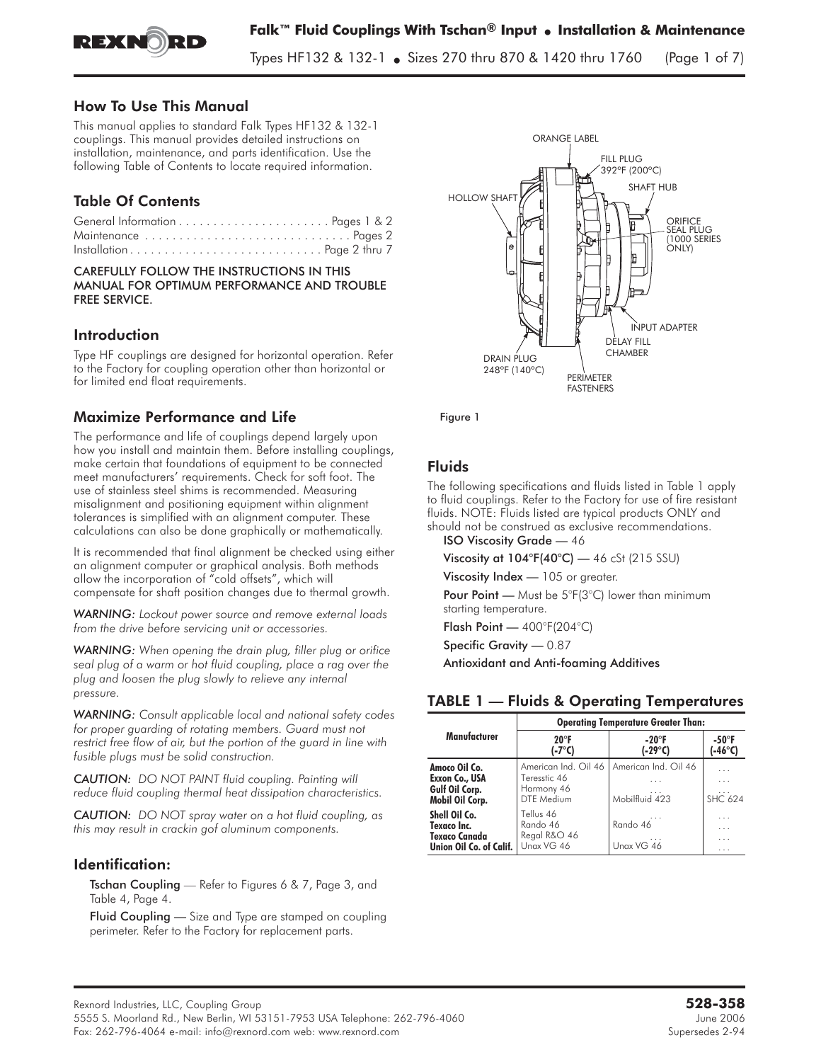# Falk™ Fluid Couplings With Tschan® Input • Installation & Maintenance

Types HF132 & 132-1 • Sizes 270 thru 870 & 1420 thru 1760

## How To Use This Manual

This manual applies to standard Falk Types HF132 & 132-1 couplings. This manual provides detailed instructions on installation, maintenance, and parts identification. Use the following Table of Contents to locate required information.

## Table Of Contents

General Information . . . . . . . . . . . . . . . . . . . . . . Pages 1 & 2
Maintenance . . . . . . . . . . . . . . . . . . . . . . . . . . . . . Pages 2
Installation . . . . . . . . . . . . . . . . . . . . . . . . . . . . Page 2 thru 7

CAREFULLY FOLLOW THE INSTRUCTIONS IN THIS MANUAL FOR OPTIMUM PERFORMANCE AND TROUBLE FREE SERVICE.

## Introduction

Type HF couplings are designed for horizontal operation. Refer to the Factory for coupling operation other than horizontal or for limited end float requirements.

## Maximize Performance and Life

The performance and life of couplings depend largely upon how you install and maintain them. Before installing couplings, make certain that foundations of equipment to be connected meet manufacturers' requirements. Check for soft foot. The use of stainless steel shims is recommended. Measuring misalignment and positioning equipment within alignment tolerances is simplified with an alignment computer. These calculations can also be done graphically or mathematically.

It is recommended that final alignment be checked using either an alignment computer or graphical analysis. Both methods allow the incorporation of "cold offsets", which will compensate for shaft position changes due to thermal growth.

*WARNING: Lockout power source and remove external loads from the drive before servicing unit or accessories.*

*WARNING: When opening the drain plug, filler plug or orifice seal plug of a warm or hot fluid coupling, place a rag over the plug and loosen the plug slowly to relieve any internal pressure.*

*WARNING: Consult applicable local and national safety codes for proper guarding of rotating members. Guard must not restrict free flow of air, but the portion of the guard in line with fusible plugs must be solid construction.*

*CAUTION: DO NOT PAINT fluid coupling. Painting will reduce fluid coupling thermal heat dissipation characteristics.*

*CAUTION: DO NOT spray water on a hot fluid coupling, as this may result in crackin gof aluminum components.*

## Identification:

**Tschan Coupling** — Refer to Figures 6 & 7, Page 3, and Table 4, Page 4.

**Fluid Coupling** — Size and Type are stamped on coupling perimeter. Refer to the Factory for replacement parts.

ORANGE LABEL
FILL PLUG 392°F (200°C)
SHAFT HUB
HOLLOW SHAFT
ORIFICE SEAL PLUG (1000 SERIES ONLY)
INPUT ADAPTER
DELAY FILL CHAMBER
DRAIN PLUG 248°F (140°C)
PERIMETER FASTENERS

Figure 1

## Fluids

The following specifications and fluids listed in Table 1 apply to fluid couplings. Refer to the Factory for use of fire resistant fluids. NOTE: Fluids listed are typical products ONLY and should not be construed as exclusive recommendations.

**ISO Viscosity Grade** — 46

**Viscosity at 104°F(40°C)** — 46 cSt (215 SSU)

**Viscosity Index** — 105 or greater.

**Pour Point** — Must be 5°F(3°C) lower than minimum starting temperature.

**Flash Point** — 400°F(204°C)

**Specific Gravity** — 0.87

**Antioxidant and Anti-foaming Additives**

## TABLE 1 — Fluids & Operating Temperatures

| Manufacturer | Operating Temperature Greater Than: | | |
|---|---|---|---|
| | 20°F (-7°C) | -20°F (-29°C) | -50°F (-46°C) |
| Amoco Oil Co. | American Ind. Oil 46 | American Ind. Oil 46 | . . . |
| Exxon Co., USA | Teresstic 46 | . . . | . . . |
| Gulf Oil Corp. | Harmony 46 | . . . | . . . |
| Mobil Oil Corp. | DTE Medium | Mobilfluid 423 | SHC 624 |
| Shell Oil Co. | Tellus 46 | . . . | . . . |
| Texaco Inc. | Rando 46 | Rando 46 | . . . |
| Texaco Canada | Regal R&O 46 | . . . | . . . |
| Union Oil Co. of Calif. | Unax VG 46 | Unax VG 46 | . . . |

Rexnord Industries, LLC, Coupling Group
5555 S. Moorland Rd., New Berlin, WI 53151-7953 USA Telephone: 262-796-4060
Fax: 262-796-4064 e-mail: info@rexnord.com web: www.rexnord.com

**528-358**
June 2006
Supersedes 2-94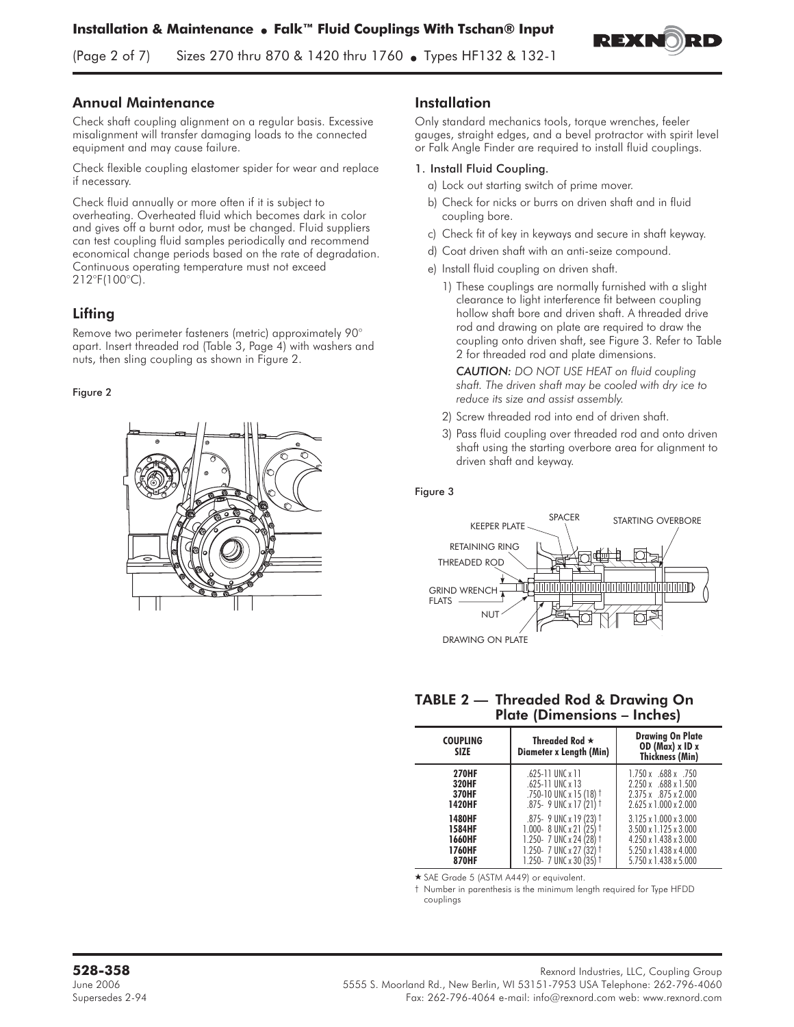## Annual Maintenance

Check shaft coupling alignment on a regular basis. Excessive misalignment will transfer damaging loads to the connected equipment and may cause failure.

Check flexible coupling elastomer spider for wear and replace if necessary.

Check fluid annually or more often if it is subject to overheating. Overheated fluid which becomes dark in color and gives off a burnt odor, must be changed. Fluid suppliers can test coupling fluid samples periodically and recommend economical change periods based on the rate of degradation. Continuous operating temperature must not exceed 212°F(100°C).

## Lifting

Remove two perimeter fasteners (metric) approximately 90° apart. Insert threaded rod (Table 3, Page 4) with washers and nuts, then sling coupling as shown in Figure 2.

Figure 2

## Installation

Only standard mechanics tools, torque wrenches, feeler gauges, straight edges, and a bevel protractor with spirit level or Falk Angle Finder are required to install fluid couplings.

**1. Install Fluid Coupling.**

a) Lock out starting switch of prime mover.

b) Check for nicks or burrs on driven shaft and in fluid coupling bore.

c) Check fit of key in keyways and secure in shaft keyway.

d) Coat driven shaft with an anti-seize compound.

e) Install fluid coupling on driven shaft.

1) These couplings are normally furnished with a slight clearance to light interference fit between coupling hollow shaft bore and driven shaft. A threaded drive rod and drawing on plate are required to draw the coupling onto driven shaft, see Figure 3. Refer to Table 2 for threaded rod and plate dimensions.

*CAUTION: DO NOT USE HEAT on fluid coupling shaft. The driven shaft may be cooled with dry ice to reduce its size and assist assembly.*

2) Screw threaded rod into end of driven shaft.

3) Pass fluid coupling over threaded rod and onto driven shaft using the starting overbore area for alignment to driven shaft and keyway.

Figure 3

KEEPER PLATE, SPACER, STARTING OVERBORE, RETAINING RING, THREADED ROD, GRIND WRENCH FLATS, NUT, DRAWING ON PLATE

### TABLE 2 — Threaded Rod & Drawing On Plate (Dimensions – Inches)

| COUPLING SIZE | Threaded Rod ★ Diameter x Length (Min) | Drawing On Plate OD (Max) x ID x Thickness (Min) |
|---|---|---|
| 270HF | .625-11 UNC x 11 | 1.750 x .688 x .750 |
| 320HF | .625-11 UNC x 13 | 2.250 x .688 x 1.500 |
| 370HF | .750-10 UNC x 15 (18) † | 2.375 x .875 x 2.000 |
| 1420HF | .875- 9 UNC x 17 (21) † | 2.625 x 1.000 x 2.000 |
| 1480HF | .875- 9 UNC x 19 (23) † | 3.125 x 1.000 x 3.000 |
| 1584HF | 1.000- 8 UNC x 21 (25) † | 3.500 x 1.125 x 3.000 |
| 1660HF | 1.250- 7 UNC x 24 (28) † | 4.250 x 1.438 x 3.000 |
| 1760HF | 1.250- 7 UNC x 27 (32) † | 5.250 x 1.438 x 4.000 |
| 870HF | 1.250- 7 UNC x 30 (35) † | 5.750 x 1.438 x 5.000 |

★ SAE Grade 5 (ASTM A449) or equivalent.

† Number in parenthesis is the minimum length required for Type HFDD couplings

**528-358**
June 2006
Supersedes 2-94

Rexnord Industries, LLC, Coupling Group
5555 S. Moorland Rd., New Berlin, WI 53151-7953 USA Telephone: 262-796-4060
Fax: 262-796-4064 e-mail: info@rexnord.com web: www.rexnord.com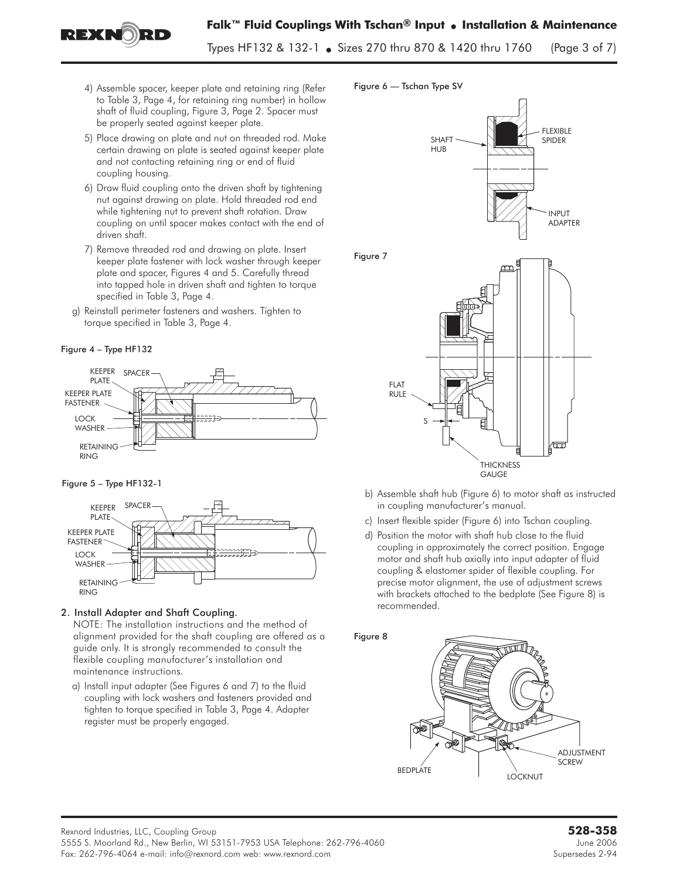4) Assemble spacer, keeper plate and retaining ring (Refer to Table 3, Page 4, for retaining ring number) in hollow shaft of fluid coupling, Figure 3, Page 2. Spacer must be properly seated against keeper plate.

5) Place drawing on plate and nut on threaded rod. Make certain drawing on plate is seated against keeper plate and not contacting retaining ring or end of fluid coupling housing.

6) Draw fluid coupling onto the driven shaft by tightening nut against drawing on plate. Hold threaded rod end while tightening nut to prevent shaft rotation. Draw coupling on until spacer makes contact with the end of driven shaft.

7) Remove threaded rod and drawing on plate. Insert keeper plate fastener with lock washer through keeper plate and spacer, Figures 4 and 5. Carefully thread into tapped hole in driven shaft and tighten to torque specified in Table 3, Page 4.

g) Reinstall perimeter fasteners and washers. Tighten to torque specified in Table 3, Page 4.

Figure 4 – Type HF132

Figure 5 – Type HF132-1

## 2. Install Adapter and Shaft Coupling.

NOTE: The installation instructions and the method of alignment provided for the shaft coupling are offered as a guide only. It is strongly recommended to consult the flexible coupling manufacturer's installation and maintenance instructions.

a) Install input adapter (See Figures 6 and 7) to the fluid coupling with lock washers and fasteners provided and tighten to torque specified in Table 3, Page 4. Adapter register must be properly engaged.

Figure 6 — Tschan Type SV

Figure 7

b) Assemble shaft hub (Figure 6) to motor shaft as instructed in coupling manufacturer's manual.

c) Insert flexible spider (Figure 6) into Tschan coupling.

d) Position the motor with shaft hub close to the fluid coupling in approximately the correct position. Engage motor and shaft hub axially into input adapter of fluid coupling & elastomer spider of flexible coupling. For precise motor alignment, the use of adjustment screws with brackets attached to the bedplate (See Figure 8) is recommended.

Figure 8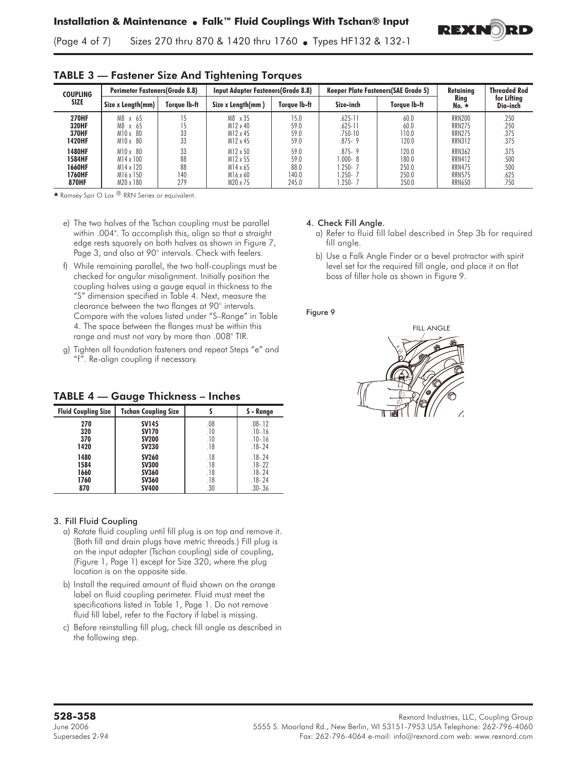## TABLE 3 — Fastener Size And Tightening Torques

| COUPLING SIZE | Perimeter Fasteners(Grade 8.8) | | Input Adapter Fasteners(Grade 8.8) | | Keeper Plate Fasteners(SAE Grade 5) | | Retaining Ring No. ★ | Threaded Rod for Lifting Dia-inch |
|---|---|---|---|---|---|---|---|---|
| | Size x Length(mm) | Torque lb-ft | Size x Length(mm ) | Torque lb-ft | Size-inch | Torque lb-ft | | |
| 270HF | M8 x 65 | 15 | M8 x 35 | 15.0 | .625-11 | 60.0 | RRN200 | .250 |
| 320HF | M8 x 65 | 15 | M12 x 40 | 59.0 | .625-11 | 60.0 | RRN275 | .250 |
| 370HF | M10 x 80 | 33 | M12 x 45 | 59.0 | .750-10 | 110.0 | RRN275 | .375 |
| 1420HF | M10 x 80 | 33 | M12 x 45 | 59.0 | .875- 9 | 120.0 | RRN312 | .375 |
| 1480HF | M10 x 80 | 33 | M12 x 50 | 59.0 | .875- 9 | 120.0 | RRN362 | .375 |
| 1584HF | M14 x 100 | 88 | M12 x 55 | 59.0 | 1.000- 8 | 180.0 | RRN412 | .500 |
| 1660HF | M14 x 120 | 88 | M14 x 65 | 88.0 | 1.250- 7 | 250.0 | RRN475 | .500 |
| 1760HF | M16 x 150 | 140 | M16 x 60 | 140.0 | 1.250- 7 | 250.0 | RRN575 | .625 |
| 870HF | M20 x 180 | 279 | M20 x 75 | 245.0 | 1.250- 7 | 250.0 | RRN650 | .750 |

★ Ramsey Spir O Lox ® RRN Series or equivalent.

e) The two halves of the Tschan coupling must be parallel within .004". To accomplish this, align so that a straight edge rests squarely on both halves as shown in Figure 7, Page 3, and also at 90° intervals. Check with feelers.

f) While remaining parallel, the two half-couplings must be checked for angular misalignment. Initially position the coupling halves using a gauge equal in thickness to the "S" dimension specified in Table 4. Next, measure the clearance between the two flanges at 90° intervals. Compare with the values listed under "S–Range" in Table 4. The space between the flanges must be within this range and must not vary by more than .008" TIR.

g) Tighten all foundation fasteners and repeat Steps "e" and "f". Re-align coupling if necessary.

## TABLE 4 — Gauge Thickness – Inches

| Fluid Coupling Size | Tschan Coupling Size | S | S - Range |
|---|---|---|---|
| 270 | SV145 | .08 | .08-.12 |
| 320 | SV170 | .10 | .10-.16 |
| 370 | SV200 | .10 | .10-.16 |
| 1420 | SV230 | .18 | .18-.24 |
| 1480 | SV260 | .18 | .18-.24 |
| 1584 | SV300 | .18 | .18-.22 |
| 1660 | SV360 | .18 | .18-.24 |
| 1760 | SV360 | .18 | .18-.24 |
| 870 | SV400 | .30 | .30-.36 |

3. Fill Fluid Coupling

a) Rotate fluid coupling until fill plug is on top and remove it. (Both fill and drain plugs have metric threads.) Fill plug is on the input adapter (Tschan coupling) side of coupling, (Figure 1, Page 1) except for Size 320, where the plug location is on the opposite side.

b) Install the required amount of fluid shown on the orange label on fluid coupling perimeter. Fluid must meet the specifications listed in Table 1, Page 1. Do not remove fluid fill label, refer to the Factory if label is missing.

c) Before reinstalling fill plug, check fill angle as described in the following step.

4. Check Fill Angle.

a) Refer to fluid fill label described in Step 3b for required fill angle.

b) Use a Falk Angle Finder or a bevel protractor with spirit level set for the required fill angle, and place it on flat boss of filler hole as shown in Figure 9.

Figure 9

FILL ANGLE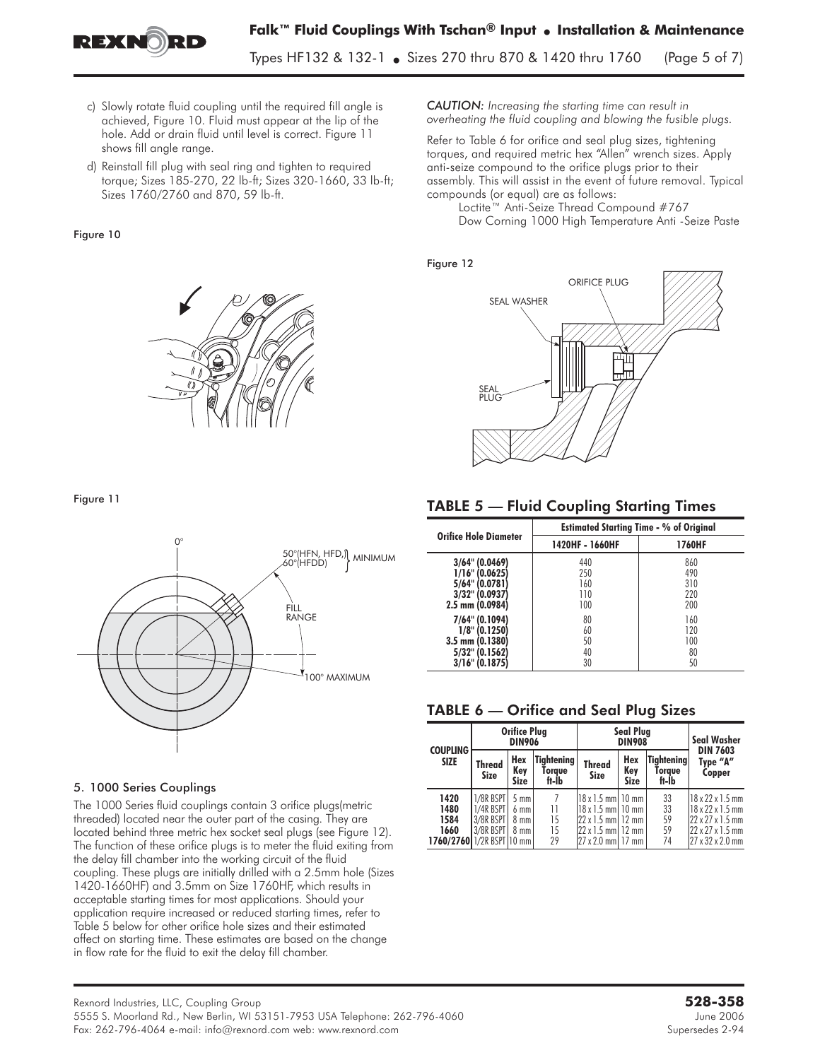c) Slowly rotate fluid coupling until the required fill angle is achieved, Figure 10. Fluid must appear at the lip of the hole. Add or drain fluid until level is correct. Figure 11 shows fill angle range.

d) Reinstall fill plug with seal ring and tighten to required torque; Sizes 185-270, 22 lb-ft; Sizes 320-1660, 33 lb-ft; Sizes 1760/2760 and 870, 59 lb-ft.

Figure 10

Figure 11

0°

50°(HFN, HFD,) 60°(HFDD) } MINIMUM

FILL RANGE

100° MAXIMUM

### 5. 1000 Series Couplings

The 1000 Series fluid couplings contain 3 orifice plugs(metric threaded) located near the outer part of the casing. They are located behind three metric hex socket seal plugs (see Figure 12). The function of these orifice plugs is to meter the fluid exiting from the delay fill chamber into the working circuit of the fluid coupling. These plugs are initially drilled with a 2.5mm hole (Sizes 1420-1660HF) and 3.5mm on Size 1760HF, which results in acceptable starting times for most applications. Should your application require increased or reduced starting times, refer to Table 5 below for other orifice hole sizes and their estimated affect on starting time. These estimates are based on the change in flow rate for the fluid to exit the delay fill chamber.

*CAUTION: Increasing the starting time can result in overheating the fluid coupling and blowing the fusible plugs.*

Refer to Table 6 for orifice and seal plug sizes, tightening torques, and required metric hex "Allen" wrench sizes. Apply anti-seize compound to the orifice plugs prior to their assembly. This will assist in the event of future removal. Typical compounds (or equal) are as follows:

Loctite™ Anti-Seize Thread Compound #767
Dow Corning 1000 High Temperature Anti -Seize Paste

Figure 12

ORIFICE PLUG

SEAL WASHER

SEAL PLUG

## TABLE 5 — Fluid Coupling Starting Times

| Orifice Hole Diameter | Estimated Starting Time - % of Original | |
|---|---|---|
| | 1420HF - 1660HF | 1760HF |
| 3/64" (0.0469) | 440 | 860 |
| 1/16" (0.0625) | 250 | 490 |
| 5/64" (0.0781) | 160 | 310 |
| 3/32" (0.0937) | 110 | 220 |
| 2.5 mm (0.0984) | 100 | 200 |
| 7/64" (0.1094) | 80 | 160 |
| 1/8" (0.1250) | 60 | 120 |
| 3.5 mm (0.1380) | 50 | 100 |
| 5/32" (0.1562) | 40 | 80 |
| 3/16" (0.1875) | 30 | 50 |

## TABLE 6 — Orifice and Seal Plug Sizes

| COUPLING SIZE | Orifice Plug DIN906 | | | Seal Plug DIN908 | | | Seal Washer DIN 7603 Type "A" Copper |
|---|---|---|---|---|---|---|---|
| | Thread Size | Hex Key Size | Tightening Torque ft-lb | Thread Size | Hex Key Size | Tightening Torque ft-lb | |
| 1420 | 1/8R BSPT | 5 mm | 7 | 18 x 1.5 mm | 10 mm | 33 | 18 x 22 x 1.5 mm |
| 1480 | 1/4R BSPT | 6 mm | 11 | 18 x 1.5 mm | 10 mm | 33 | 18 x 22 x 1.5 mm |
| 1584 | 3/8R BSPT | 8 mm | 15 | 22 x 1.5 mm | 12 mm | 59 | 22 x 27 x 1.5 mm |
| 1660 | 3/8R BSPT | 8 mm | 15 | 22 x 1.5 mm | 12 mm | 59 | 22 x 27 x 1.5 mm |
| 1760/2760 | 1/2R BSPT | 10 mm | 29 | 27 x 2.0 mm | 17 mm | 74 | 27 x 32 x 2.0 mm |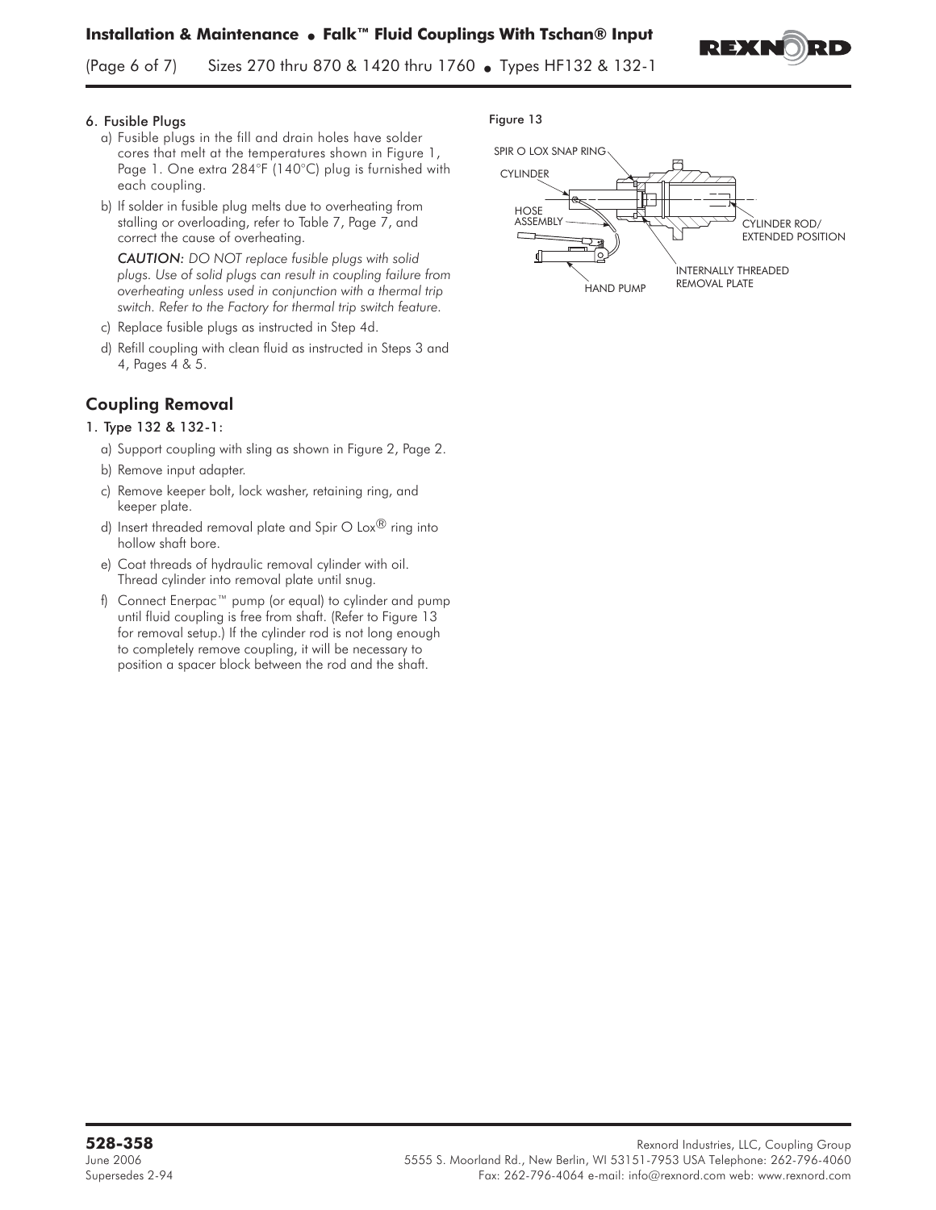### 6. Fusible Plugs

a) Fusible plugs in the fill and drain holes have solder cores that melt at the temperatures shown in Figure 1, Page 1. One extra 284°F (140°C) plug is furnished with each coupling.

b) If solder in fusible plug melts due to overheating from stalling or overloading, refer to Table 7, Page 7, and correct the cause of overheating.

*CAUTION: DO NOT replace fusible plugs with solid plugs. Use of solid plugs can result in coupling failure from overheating unless used in conjunction with a thermal trip switch. Refer to the Factory for thermal trip switch feature.*

c) Replace fusible plugs as instructed in Step 4d.

d) Refill coupling with clean fluid as instructed in Steps 3 and 4, Pages 4 & 5.

## Coupling Removal

### 1. Type 132 & 132-1:

a) Support coupling with sling as shown in Figure 2, Page 2.

b) Remove input adapter.

c) Remove keeper bolt, lock washer, retaining ring, and keeper plate.

d) Insert threaded removal plate and Spir O Lox® ring into hollow shaft bore.

e) Coat threads of hydraulic removal cylinder with oil. Thread cylinder into removal plate until snug.

f) Connect Enerpac™ pump (or equal) to cylinder and pump until fluid coupling is free from shaft. (Refer to Figure 13 for removal setup.) If the cylinder rod is not long enough to completely remove coupling, it will be necessary to position a spacer block between the rod and the shaft.

Figure 13

SPIR O LOX SNAP RING
CYLINDER
HOSE ASSEMBLY
HAND PUMP
INTERNALLY THREADED REMOVAL PLATE
CYLINDER ROD/ EXTENDED POSITION

**528-358**
June 2006
Supersedes 2-94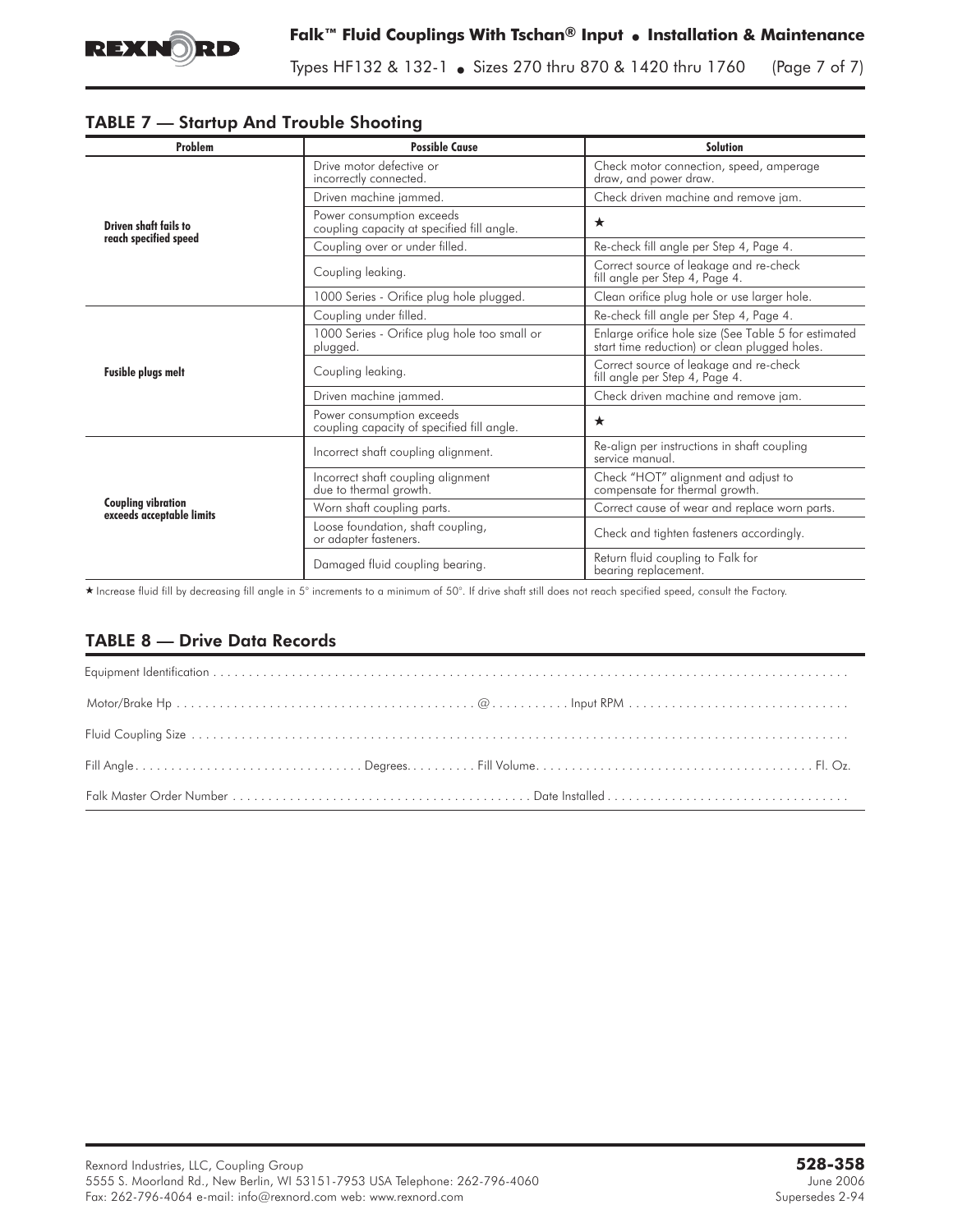## TABLE 7 — Startup And Trouble Shooting

| Problem | Possible Cause | Solution |
|---|---|---|
| Driven shaft fails to reach specified speed | Drive motor defective or incorrectly connected. | Check motor connection, speed, amperage draw, and power draw. |
| | Driven machine jammed. | Check driven machine and remove jam. |
| | Power consumption exceeds coupling capacity at specified fill angle. | ★ |
| | Coupling over or under filled. | Re-check fill angle per Step 4, Page 4. |
| | Coupling leaking. | Correct source of leakage and re-check fill angle per Step 4, Page 4. |
| | 1000 Series - Orifice plug hole plugged. | Clean orifice plug hole or use larger hole. |
| Fusible plugs melt | Coupling under filled. | Re-check fill angle per Step 4, Page 4. |
| | 1000 Series - Orifice plug hole too small or plugged. | Enlarge orifice hole size (See Table 5 for estimated start time reduction) or clean plugged holes. |
| | Coupling leaking. | Correct source of leakage and re-check fill angle per Step 4, Page 4. |
| | Driven machine jammed. | Check driven machine and remove jam. |
| | Power consumption exceeds coupling capacity of specified fill angle. | ★ |
| Coupling vibration exceeds acceptable limits | Incorrect shaft coupling alignment. | Re-align per instructions in shaft coupling service manual. |
| | Incorrect shaft coupling alignment due to thermal growth. | Check "HOT" alignment and adjust to compensate for thermal growth. |
| | Worn shaft coupling parts. | Correct cause of wear and replace worn parts. |
| | Loose foundation, shaft coupling, or adapter fasteners. | Check and tighten fasteners accordingly. |
| | Damaged fluid coupling bearing. | Return fluid coupling to Falk for bearing replacement. |

★ Increase fluid fill by decreasing fill angle in 5° increments to a minimum of 50°. If drive shaft still does not reach specified speed, consult the Factory.

## TABLE 8 — Drive Data Records

Equipment Identification ..........................................................................................

Motor/Brake Hp .......................................... @ ........... Input RPM ..............................

Fluid Coupling Size ..................................................................................................

Fill Angle ............................... Degrees .......... Fill Volume ...................................... Fl. Oz.

Falk Master Order Number ......................................... Date Installed .................................

Rexnord Industries, LLC, Coupling Group
5555 S. Moorland Rd., New Berlin, WI 53151-7953 USA Telephone: 262-796-4060
Fax: 262-796-4064 e-mail: info@rexnord.com web: www.rexnord.com

**528-358**
June 2006
Supersedes 2-94